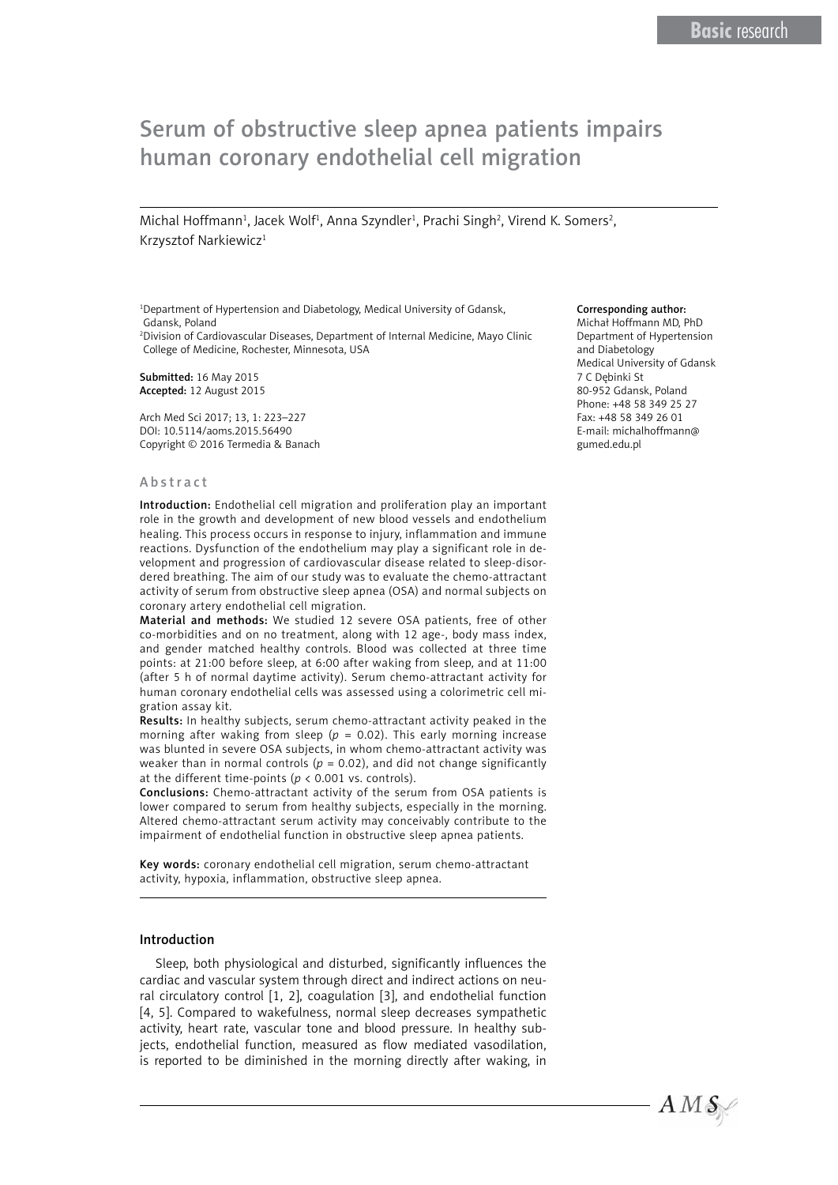# Serum of obstructive sleep apnea patients impairs human coronary endothelial cell migration

Michal Hoffmann[1], Jacek Wolf[1], Anna Szyndler[1], Prachi Singh[2], Virend K. Somers[2], Krzysztof Narkiewicz[1]

[1]Department of Hypertension and Diabetology, Medical University of Gdansk, Gdansk, Poland
[2]Division of Cardiovascular Diseases, Department of Internal Medicine, Mayo Clinic College of Medicine, Rochester, Minnesota, USA

**Submitted:** 16 May 2015
**Accepted:** 12 August 2015

Arch Med Sci 2017; 13, 1: 223–227
DOI: 10.5114/aoms.2015.56490
Copyright © 2016 Termedia & Banach

**Corresponding author:**
Michał Hoffmann MD, PhD
Department of Hypertension and Diabetology
Medical University of Gdansk
7 C Dębinki St
80-952 Gdansk, Poland
Phone: +48 58 349 25 27
Fax: +48 58 349 26 01
E-mail: michalhoffmann@gumed.edu.pl

## Abstract

**Introduction:** Endothelial cell migration and proliferation play an important role in the growth and development of new blood vessels and endothelium healing. This process occurs in response to injury, inflammation and immune reactions. Dysfunction of the endothelium may play a significant role in development and progression of cardiovascular disease related to sleep-disordered breathing. The aim of our study was to evaluate the chemo-attractant activity of serum from obstructive sleep apnea (OSA) and normal subjects on coronary artery endothelial cell migration.

**Material and methods:** We studied 12 severe OSA patients, free of other co-morbidities and on no treatment, along with 12 age-, body mass index, and gender matched healthy controls. Blood was collected at three time points: at 21:00 before sleep, at 6:00 after waking from sleep, and at 11:00 (after 5 h of normal daytime activity). Serum chemo-attractant activity for human coronary endothelial cells was assessed using a colorimetric cell migration assay kit.

**Results:** In healthy subjects, serum chemo-attractant activity peaked in the morning after waking from sleep ($p = 0.02$). This early morning increase was blunted in severe OSA subjects, in whom chemo-attractant activity was weaker than in normal controls ($p = 0.02$), and did not change significantly at the different time-points ($p < 0.001$ vs. controls).

**Conclusions:** Chemo-attractant activity of the serum from OSA patients is lower compared to serum from healthy subjects, especially in the morning. Altered chemo-attractant serum activity may conceivably contribute to the impairment of endothelial function in obstructive sleep apnea patients.

**Key words:** coronary endothelial cell migration, serum chemo-attractant activity, hypoxia, inflammation, obstructive sleep apnea.

## Introduction

Sleep, both physiological and disturbed, significantly influences the cardiac and vascular system through direct and indirect actions on neural circulatory control [1, 2], coagulation [3], and endothelial function [4, 5]. Compared to wakefulness, normal sleep decreases sympathetic activity, heart rate, vascular tone and blood pressure. In healthy subjects, endothelial function, measured as flow mediated vasodilation, is reported to be diminished in the morning directly after waking, in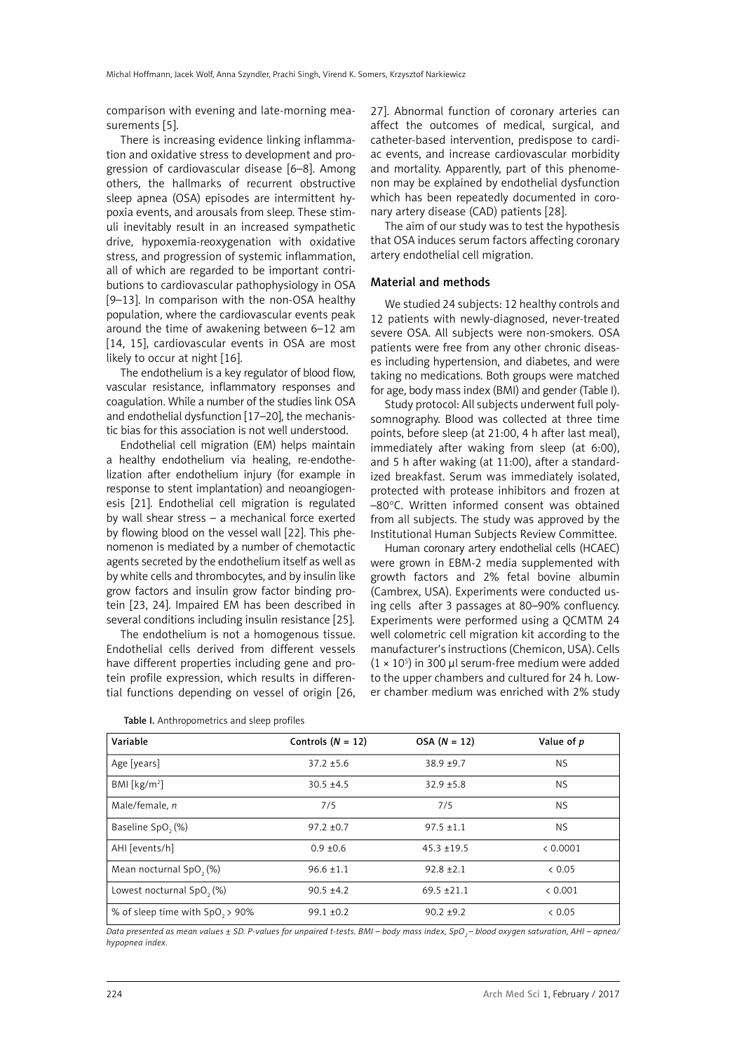comparison with evening and late-morning measurements [5].

There is increasing evidence linking inflammation and oxidative stress to development and progression of cardiovascular disease [6–8]. Among others, the hallmarks of recurrent obstructive sleep apnea (OSA) episodes are intermittent hypoxia events, and arousals from sleep. These stimuli inevitably result in an increased sympathetic drive, hypoxemia-reoxygenation with oxidative stress, and progression of systemic inflammation, all of which are regarded to be important contributions to cardiovascular pathophysiology in OSA [9–13]. In comparison with the non-OSA healthy population, where the cardiovascular events peak around the time of awakening between 6–12 am [14, 15], cardiovascular events in OSA are most likely to occur at night [16].

The endothelium is a key regulator of blood flow, vascular resistance, inflammatory responses and coagulation. While a number of the studies link OSA and endothelial dysfunction [17–20], the mechanistic bias for this association is not well understood.

Endothelial cell migration (EM) helps maintain a healthy endothelium via healing, re-endothelization after endothelium injury (for example in response to stent implantation) and neoangiogenesis [21]. Endothelial cell migration is regulated by wall shear stress – a mechanical force exerted by flowing blood on the vessel wall [22]. This phenomenon is mediated by a number of chemotactic agents secreted by the endothelium itself as well as by white cells and thrombocytes, and by insulin like grow factors and insulin grow factor binding protein [23, 24]. Impaired EM has been described in several conditions including insulin resistance [25].

The endothelium is not a homogenous tissue. Endothelial cells derived from different vessels have different properties including gene and protein profile expression, which results in differential functions depending on vessel of origin [26, 27]. Abnormal function of coronary arteries can affect the outcomes of medical, surgical, and catheter-based intervention, predispose to cardiac events, and increase cardiovascular morbidity and mortality. Apparently, part of this phenomenon may be explained by endothelial dysfunction which has been repeatedly documented in coronary artery disease (CAD) patients [28].

The aim of our study was to test the hypothesis that OSA induces serum factors affecting coronary artery endothelial cell migration.

## Material and methods

We studied 24 subjects: 12 healthy controls and 12 patients with newly-diagnosed, never-treated severe OSA. All subjects were non-smokers. OSA patients were free from any other chronic diseases including hypertension, and diabetes, and were taking no medications. Both groups were matched for age, body mass index (BMI) and gender (Table I).

Study protocol: All subjects underwent full polysomnography. Blood was collected at three time points, before sleep (at 21:00, 4 h after last meal), immediately after waking from sleep (at 6:00), and 5 h after waking (at 11:00), after a standardized breakfast. Serum was immediately isolated, protected with protease inhibitors and frozen at –80°C. Written informed consent was obtained from all subjects. The study was approved by the Institutional Human Subjects Review Committee.

Human coronary artery endothelial cells (HCAEC) were grown in EBM-2 media supplemented with growth factors and 2% fetal bovine albumin (Cambrex, USA). Experiments were conducted using cells after 3 passages at 80–90% confluency. Experiments were performed using a QCMTM 24 well colometric cell migration kit according to the manufacturer's instructions (Chemicon, USA). Cells ($1 \times 10^5$) in 300 μl serum-free medium were added to the upper chambers and cultured for 24 h. Lower chamber medium was enriched with 2% study

**Table I.** Anthropometrics and sleep profiles

| Variable | Controls ($N$ = 12) | OSA ($N$ = 12) | Value of $p$ |
|---|---|---|---|
| Age [years] | 37.2 ±5.6 | 38.9 ±9.7 | NS |
| BMI [kg/m$^2$] | 30.5 ±4.5 | 32.9 ±5.8 | NS |
| Male/female, $n$ | 7/5 | 7/5 | NS |
| Baseline $SpO_2$ (%) | 97.2 ±0.7 | 97.5 ±1.1 | NS |
| AHI [events/h] | 0.9 ±0.6 | 45.3 ±19.5 | < 0.0001 |
| Mean nocturnal $SpO_2$ (%) | 96.6 ±1.1 | 92.8 ±2.1 | < 0.05 |
| Lowest nocturnal $SpO_2$ (%) | 90.5 ±4.2 | 69.5 ±21.1 | < 0.001 |
| % of sleep time with $SpO_2$ > 90% | 99.1 ±0.2 | 90.2 ±9.2 | < 0.05 |

*Data presented as mean values ± SD. P-values for unpaired t-tests. BMI – body mass index, $SpO_2$ – blood oxygen saturation, AHI – apnea/hypopnea index.*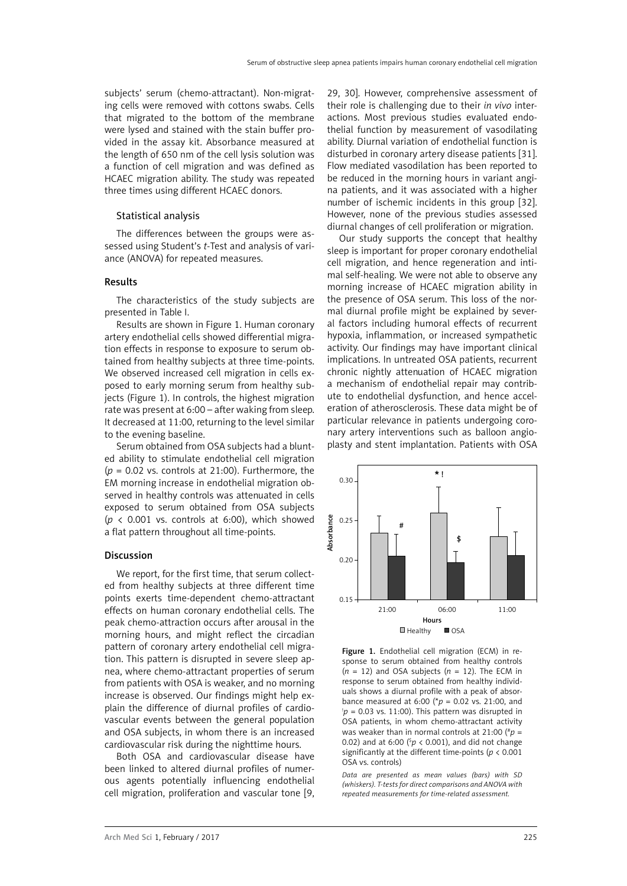subjects' serum (chemo-attractant). Non-migrating cells were removed with cottons swabs. Cells that migrated to the bottom of the membrane were lysed and stained with the stain buffer provided in the assay kit. Absorbance measured at the length of 650 nm of the cell lysis solution was a function of cell migration and was defined as HCAEC migration ability. The study was repeated three times using different HCAEC donors.

### Statistical analysis

The differences between the groups were assessed using Student's *t*-Test and analysis of variance (ANOVA) for repeated measures.

## Results

The characteristics of the study subjects are presented in Table I.

Results are shown in Figure 1. Human coronary artery endothelial cells showed differential migration effects in response to exposure to serum obtained from healthy subjects at three time-points. We observed increased cell migration in cells exposed to early morning serum from healthy subjects (Figure 1). In controls, the highest migration rate was present at 6:00 – after waking from sleep. It decreased at 11:00, returning to the level similar to the evening baseline.

Serum obtained from OSA subjects had a blunted ability to stimulate endothelial cell migration ($p = 0.02$ vs. controls at 21:00). Furthermore, the EM morning increase in endothelial migration observed in healthy controls was attenuated in cells exposed to serum obtained from OSA subjects ($p < 0.001$ vs. controls at 6:00), which showed a flat pattern throughout all time-points.

## Discussion

We report, for the first time, that serum collected from healthy subjects at three different time points exerts time-dependent chemo-attractant effects on human coronary endothelial cells. The peak chemo-attraction occurs after arousal in the morning hours, and might reflect the circadian pattern of coronary artery endothelial cell migration. This pattern is disrupted in severe sleep apnea, where chemo-attractant properties of serum from patients with OSA is weaker, and no morning increase is observed. Our findings might help explain the difference of diurnal profiles of cardiovascular events between the general population and OSA subjects, in whom there is an increased cardiovascular risk during the nighttime hours.

Both OSA and cardiovascular disease have been linked to altered diurnal profiles of numerous agents potentially influencing endothelial cell migration, proliferation and vascular tone [9, 29, 30]. However, comprehensive assessment of their role is challenging due to their *in vivo* interactions. Most previous studies evaluated endothelial function by measurement of vasodilating ability. Diurnal variation of endothelial function is disturbed in coronary artery disease patients [31]. Flow mediated vasodilation has been reported to be reduced in the morning hours in variant angina patients, and it was associated with a higher number of ischemic incidents in this group [32]. However, none of the previous studies assessed diurnal changes of cell proliferation or migration.

Our study supports the concept that healthy sleep is important for proper coronary endothelial cell migration, and hence regeneration and intimal self-healing. We were not able to observe any morning increase of HCAEC migration ability in the presence of OSA serum. This loss of the normal diurnal profile might be explained by several factors including humoral effects of recurrent hypoxia, inflammation, or increased sympathetic activity. Our findings may have important clinical implications. In untreated OSA patients, recurrent chronic nightly attenuation of HCAEC migration a mechanism of endothelial repair may contribute to endothelial dysfunction, and hence acceleration of atherosclerosis. These data might be of particular relevance in patients undergoing coronary artery interventions such as balloon angioplasty and stent implantation. Patients with OSA

**Figure 1.** Endothelial cell migration (ECM) in response to serum obtained from healthy controls ($n = 12$) and OSA subjects ($n = 12$). The ECM in response to serum obtained from healthy individuals shows a diurnal profile with a peak of absorbance measured at 6:00 (\*$p = 0.02$ vs. 21:00, and !$p = 0.03$ vs. 11:00). This pattern was disrupted in OSA patients, in whom chemo-attractant activity was weaker than in normal controls at 21:00 (#$p = 0.02$) and at 6:00 ($p < 0.001), and did not change significantly at the different time-points ($p < 0.001$ OSA vs. controls)

*Data are presented as mean values (bars) with SD (whiskers). T-tests for direct comparisons and ANOVA with repeated measurements for time-related assessment.*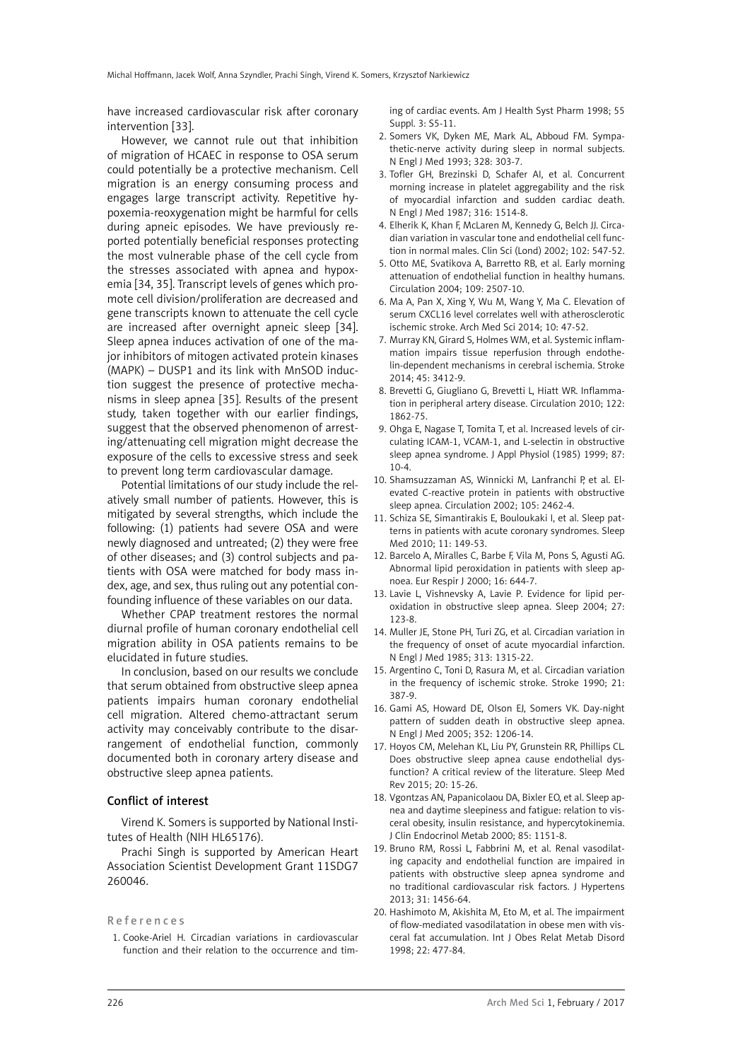have increased cardiovascular risk after coronary intervention [33].

However, we cannot rule out that inhibition of migration of HCAEC in response to OSA serum could potentially be a protective mechanism. Cell migration is an energy consuming process and engages large transcript activity. Repetitive hypoxemia-reoxygenation might be harmful for cells during apneic episodes. We have previously reported potentially beneficial responses protecting the most vulnerable phase of the cell cycle from the stresses associated with apnea and hypoxemia [34, 35]. Transcript levels of genes which promote cell division/proliferation are decreased and gene transcripts known to attenuate the cell cycle are increased after overnight apneic sleep [34]. Sleep apnea induces activation of one of the major inhibitors of mitogen activated protein kinases (MAPK) – DUSP1 and its link with MnSOD induction suggest the presence of protective mechanisms in sleep apnea [35]. Results of the present study, taken together with our earlier findings, suggest that the observed phenomenon of arresting/attenuating cell migration might decrease the exposure of the cells to excessive stress and seek to prevent long term cardiovascular damage.

Potential limitations of our study include the relatively small number of patients. However, this is mitigated by several strengths, which include the following: (1) patients had severe OSA and were newly diagnosed and untreated; (2) they were free of other diseases; and (3) control subjects and patients with OSA were matched for body mass index, age, and sex, thus ruling out any potential confounding influence of these variables on our data.

Whether CPAP treatment restores the normal diurnal profile of human coronary endothelial cell migration ability in OSA patients remains to be elucidated in future studies.

In conclusion, based on our results we conclude that serum obtained from obstructive sleep apnea patients impairs human coronary endothelial cell migration. Altered chemo-attractant serum activity may conceivably contribute to the disarrangement of endothelial function, commonly documented both in coronary artery disease and obstructive sleep apnea patients.

## Conflict of interest

Virend K. Somers is supported by National Institutes of Health (NIH HL65176).

Prachi Singh is supported by American Heart Association Scientist Development Grant 11SDG7 260046.

## References

1. Cooke-Ariel H. Circadian variations in cardiovascular function and their relation to the occurrence and timing of cardiac events. Am J Health Syst Pharm 1998; 55 Suppl. 3: S5-11.
2. Somers VK, Dyken ME, Mark AL, Abboud FM. Sympathetic-nerve activity during sleep in normal subjects. N Engl J Med 1993; 328: 303-7.
3. Tofler GH, Brezinski D, Schafer AI, et al. Concurrent morning increase in platelet aggregability and the risk of myocardial infarction and sudden cardiac death. N Engl J Med 1987; 316: 1514-8.
4. Elherik K, Khan F, McLaren M, Kennedy G, Belch JJ. Circadian variation in vascular tone and endothelial cell function in normal males. Clin Sci (Lond) 2002; 102: 547-52.
5. Otto ME, Svatikova A, Barretto RB, et al. Early morning attenuation of endothelial function in healthy humans. Circulation 2004; 109: 2507-10.
6. Ma A, Pan X, Xing Y, Wu M, Wang Y, Ma C. Elevation of serum CXCL16 level correlates well with atherosclerotic ischemic stroke. Arch Med Sci 2014; 10: 47-52.
7. Murray KN, Girard S, Holmes WM, et al. Systemic inflammation impairs tissue reperfusion through endothelin-dependent mechanisms in cerebral ischemia. Stroke 2014; 45: 3412-9.
8. Brevetti G, Giugliano G, Brevetti L, Hiatt WR. Inflammation in peripheral artery disease. Circulation 2010; 122: 1862-75.
9. Ohga E, Nagase T, Tomita T, et al. Increased levels of circulating ICAM-1, VCAM-1, and L-selectin in obstructive sleep apnea syndrome. J Appl Physiol (1985) 1999; 87: 10-4.
10. Shamsuzzaman AS, Winnicki M, Lanfranchi P, et al. Elevated C-reactive protein in patients with obstructive sleep apnea. Circulation 2002; 105: 2462-4.
11. Schiza SE, Simantirakis E, Bouloukaki I, et al. Sleep patterns in patients with acute coronary syndromes. Sleep Med 2010; 11: 149-53.
12. Barcelo A, Miralles C, Barbe F, Vila M, Pons S, Agusti AG. Abnormal lipid peroxidation in patients with sleep apnoea. Eur Respir J 2000; 16: 644-7.
13. Lavie L, Vishnevsky A, Lavie P. Evidence for lipid peroxidation in obstructive sleep apnea. Sleep 2004; 27: 123-8.
14. Muller JE, Stone PH, Turi ZG, et al. Circadian variation in the frequency of onset of acute myocardial infarction. N Engl J Med 1985; 313: 1315-22.
15. Argentino C, Toni D, Rasura M, et al. Circadian variation in the frequency of ischemic stroke. Stroke 1990; 21: 387-9.
16. Gami AS, Howard DE, Olson EJ, Somers VK. Day-night pattern of sudden death in obstructive sleep apnea. N Engl J Med 2005; 352: 1206-14.
17. Hoyos CM, Melehan KL, Liu PY, Grunstein RR, Phillips CL. Does obstructive sleep apnea cause endothelial dysfunction? A critical review of the literature. Sleep Med Rev 2015; 20: 15-26.
18. Vgontzas AN, Papanicolaou DA, Bixler EO, et al. Sleep apnea and daytime sleepiness and fatigue: relation to visceral obesity, insulin resistance, and hypercytokinemia. J Clin Endocrinol Metab 2000; 85: 1151-8.
19. Bruno RM, Rossi L, Fabbrini M, et al. Renal vasodilating capacity and endothelial function are impaired in patients with obstructive sleep apnea syndrome and no traditional cardiovascular risk factors. J Hypertens 2013; 31: 1456-64.
20. Hashimoto M, Akishita M, Eto M, et al. The impairment of flow-mediated vasodilatation in obese men with visceral fat accumulation. Int J Obes Relat Metab Disord 1998; 22: 477-84.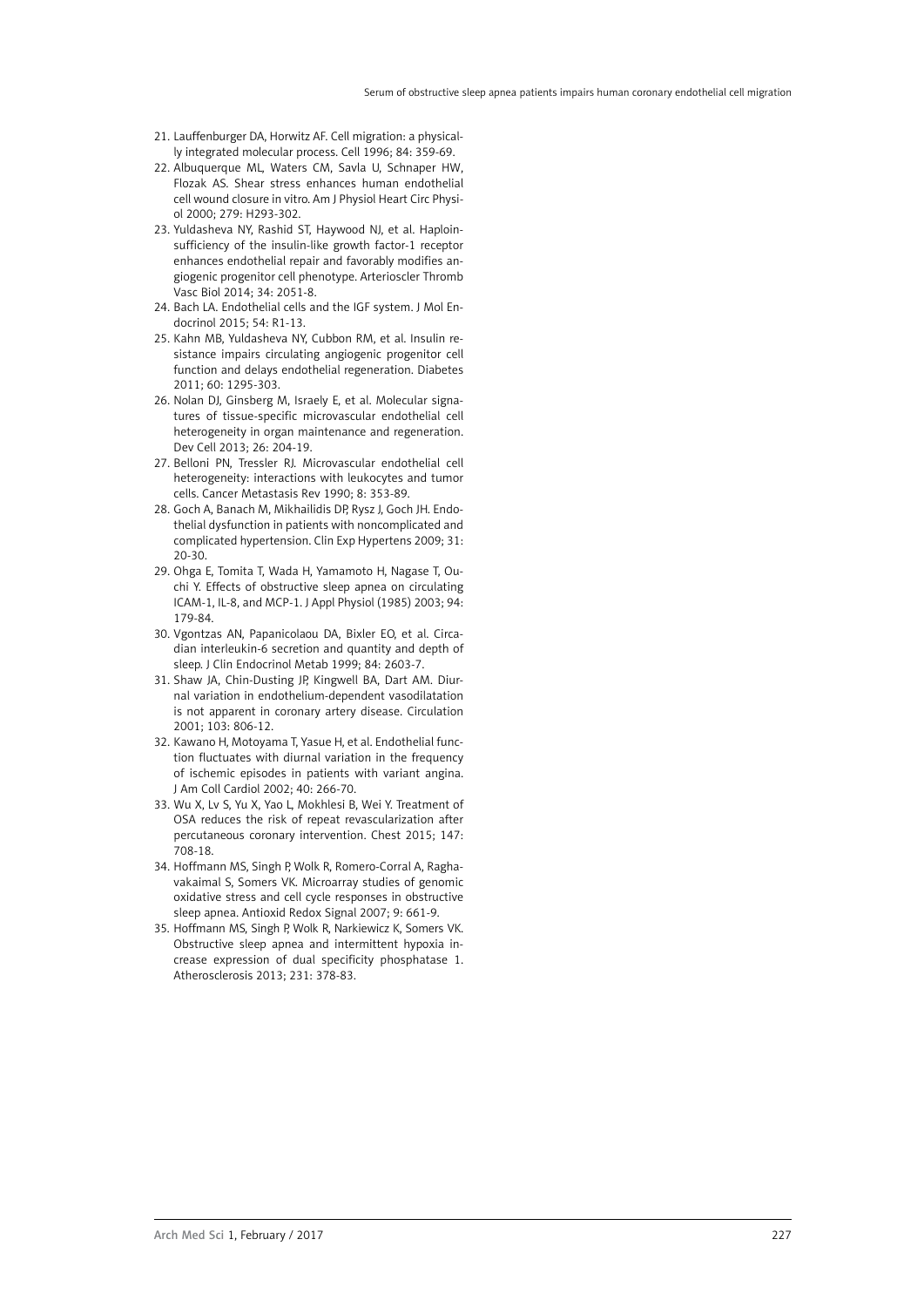21. Lauffenburger DA, Horwitz AF. Cell migration: a physically integrated molecular process. Cell 1996; 84: 359-69.
22. Albuquerque ML, Waters CM, Savla U, Schnaper HW, Flozak AS. Shear stress enhances human endothelial cell wound closure in vitro. Am J Physiol Heart Circ Physiol 2000; 279: H293-302.
23. Yuldasheva NY, Rashid ST, Haywood NJ, et al. Haploinsufficiency of the insulin-like growth factor-1 receptor enhances endothelial repair and favorably modifies angiogenic progenitor cell phenotype. Arterioscler Thromb Vasc Biol 2014; 34: 2051-8.
24. Bach LA. Endothelial cells and the IGF system. J Mol Endocrinol 2015; 54: R1-13.
25. Kahn MB, Yuldasheva NY, Cubbon RM, et al. Insulin resistance impairs circulating angiogenic progenitor cell function and delays endothelial regeneration. Diabetes 2011; 60: 1295-303.
26. Nolan DJ, Ginsberg M, Israely E, et al. Molecular signatures of tissue-specific microvascular endothelial cell heterogeneity in organ maintenance and regeneration. Dev Cell 2013; 26: 204-19.
27. Belloni PN, Tressler RJ. Microvascular endothelial cell heterogeneity: interactions with leukocytes and tumor cells. Cancer Metastasis Rev 1990; 8: 353-89.
28. Goch A, Banach M, Mikhailidis DP, Rysz J, Goch JH. Endothelial dysfunction in patients with noncomplicated and complicated hypertension. Clin Exp Hypertens 2009; 31: 20-30.
29. Ohga E, Tomita T, Wada H, Yamamoto H, Nagase T, Ouchi Y. Effects of obstructive sleep apnea on circulating ICAM-1, IL-8, and MCP-1. J Appl Physiol (1985) 2003; 94: 179-84.
30. Vgontzas AN, Papanicolaou DA, Bixler EO, et al. Circadian interleukin-6 secretion and quantity and depth of sleep. J Clin Endocrinol Metab 1999; 84: 2603-7.
31. Shaw JA, Chin-Dusting JP, Kingwell BA, Dart AM. Diurnal variation in endothelium-dependent vasodilatation is not apparent in coronary artery disease. Circulation 2001; 103: 806-12.
32. Kawano H, Motoyama T, Yasue H, et al. Endothelial function fluctuates with diurnal variation in the frequency of ischemic episodes in patients with variant angina. J Am Coll Cardiol 2002; 40: 266-70.
33. Wu X, Lv S, Yu X, Yao L, Mokhlesi B, Wei Y. Treatment of OSA reduces the risk of repeat revascularization after percutaneous coronary intervention. Chest 2015; 147: 708-18.
34. Hoffmann MS, Singh P, Wolk R, Romero-Corral A, Raghavakaimal S, Somers VK. Microarray studies of genomic oxidative stress and cell cycle responses in obstructive sleep apnea. Antioxid Redox Signal 2007; 9: 661-9.
35. Hoffmann MS, Singh P, Wolk R, Narkiewicz K, Somers VK. Obstructive sleep apnea and intermittent hypoxia increase expression of dual specificity phosphatase 1. Atherosclerosis 2013; 231: 378-83.